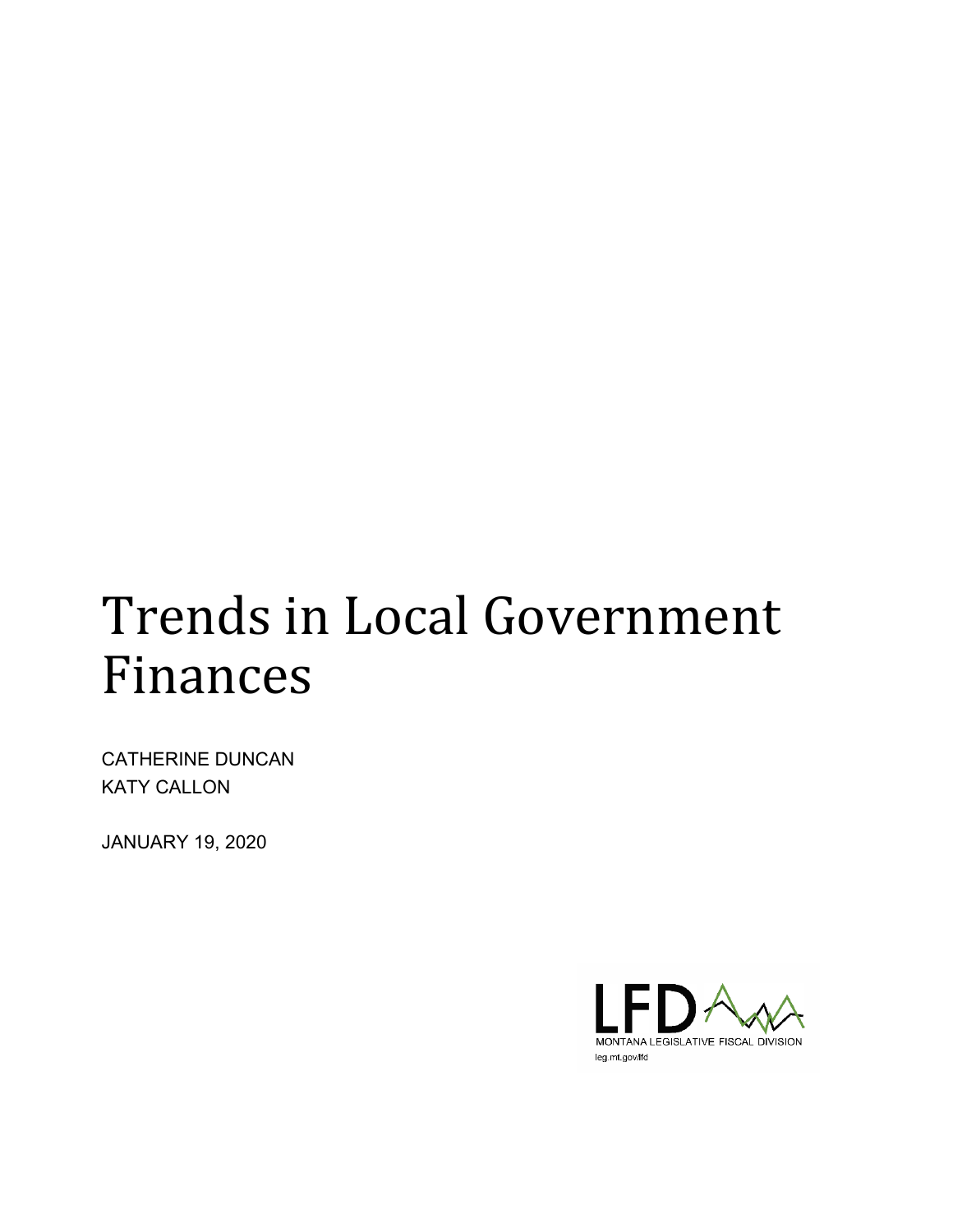# Trends in Local Government Finances

CATHERINE DUNCAN
KATY CALLON

JANUARY 19, 2020

LFD
MONTANA LEGISLATIVE FISCAL DIVISION
leg.mt.gov/lfd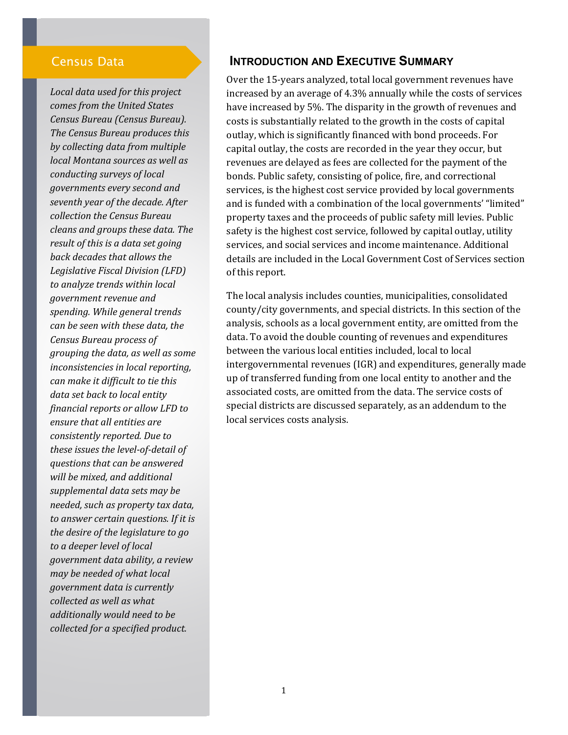## Census Data

*Local data used for this project comes from the United States Census Bureau (Census Bureau). The Census Bureau produces this by collecting data from multiple local Montana sources as well as conducting surveys of local governments every second and seventh year of the decade. After collection the Census Bureau cleans and groups these data. The result of this is a data set going back decades that allows the Legislative Fiscal Division (LFD) to analyze trends within local government revenue and spending. While general trends can be seen with these data, the Census Bureau process of grouping the data, as well as some inconsistencies in local reporting, can make it difficult to tie this data set back to local entity financial reports or allow LFD to ensure that all entities are consistently reported. Due to these issues the level-of-detail of questions that can be answered will be mixed, and additional supplemental data sets may be needed, such as property tax data, to answer certain questions. If it is the desire of the legislature to go to a deeper level of local government data ability, a review may be needed of what local government data is currently collected as well as what additionally would need to be collected for a specified product.*

## Introduction and Executive Summary

Over the 15-years analyzed, total local government revenues have increased by an average of 4.3% annually while the costs of services have increased by 5%. The disparity in the growth of revenues and costs is substantially related to the growth in the costs of capital outlay, which is significantly financed with bond proceeds. For capital outlay, the costs are recorded in the year they occur, but revenues are delayed as fees are collected for the payment of the bonds. Public safety, consisting of police, fire, and correctional services, is the highest cost service provided by local governments and is funded with a combination of the local governments' "limited" property taxes and the proceeds of public safety mill levies. Public safety is the highest cost service, followed by capital outlay, utility services, and social services and income maintenance. Additional details are included in the Local Government Cost of Services section of this report.

The local analysis includes counties, municipalities, consolidated county/city governments, and special districts. In this section of the analysis, schools as a local government entity, are omitted from the data. To avoid the double counting of revenues and expenditures between the various local entities included, local to local intergovernmental revenues (IGR) and expenditures, generally made up of transferred funding from one local entity to another and the associated costs, are omitted from the data. The service costs of special districts are discussed separately, as an addendum to the local services costs analysis.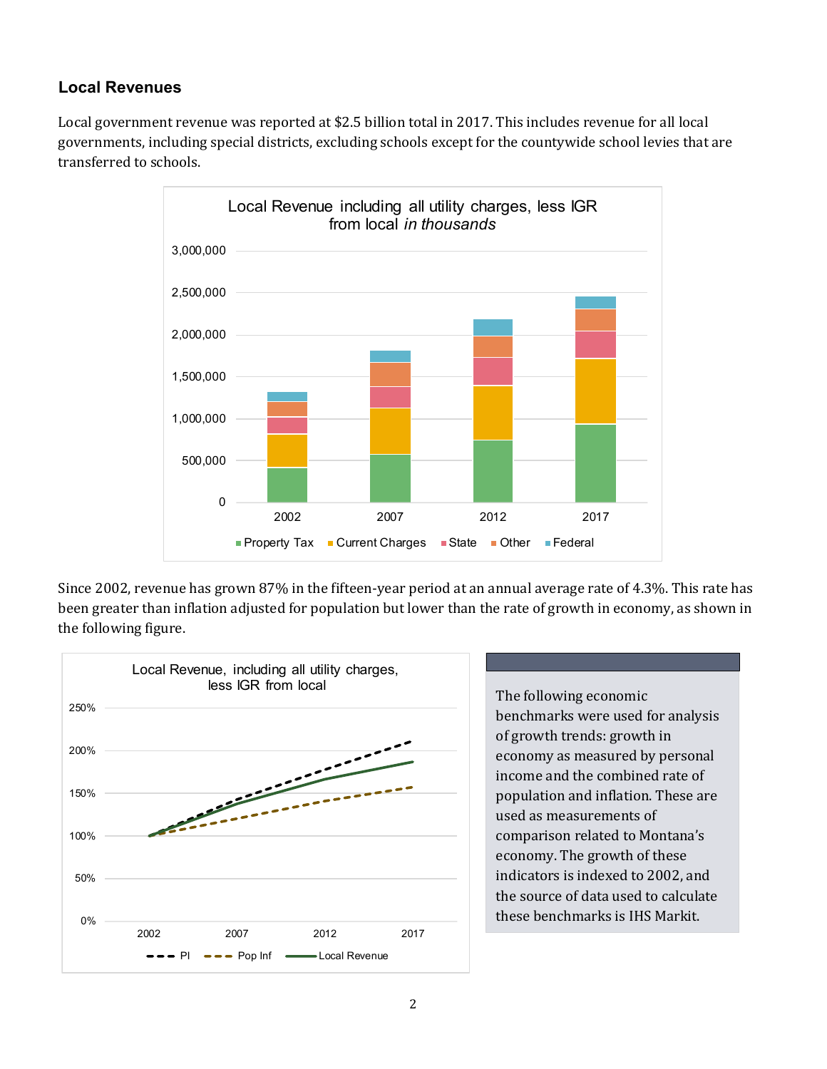## Local Revenues

Local government revenue was reported at $2.5 billion total in 2017. This includes revenue for all local governments, including special districts, excluding schools except for the countywide school levies that are transferred to schools.

Since 2002, revenue has grown 87% in the fifteen-year period at an annual average rate of 4.3%. This rate has been greater than inflation adjusted for population but lower than the rate of growth in economy, as shown in the following figure.

The following economic benchmarks were used for analysis of growth trends: growth in economy as measured by personal income and the combined rate of population and inflation. These are used as measurements of comparison related to Montana's economy. The growth of these indicators is indexed to 2002, and the source of data used to calculate these benchmarks is IHS Markit.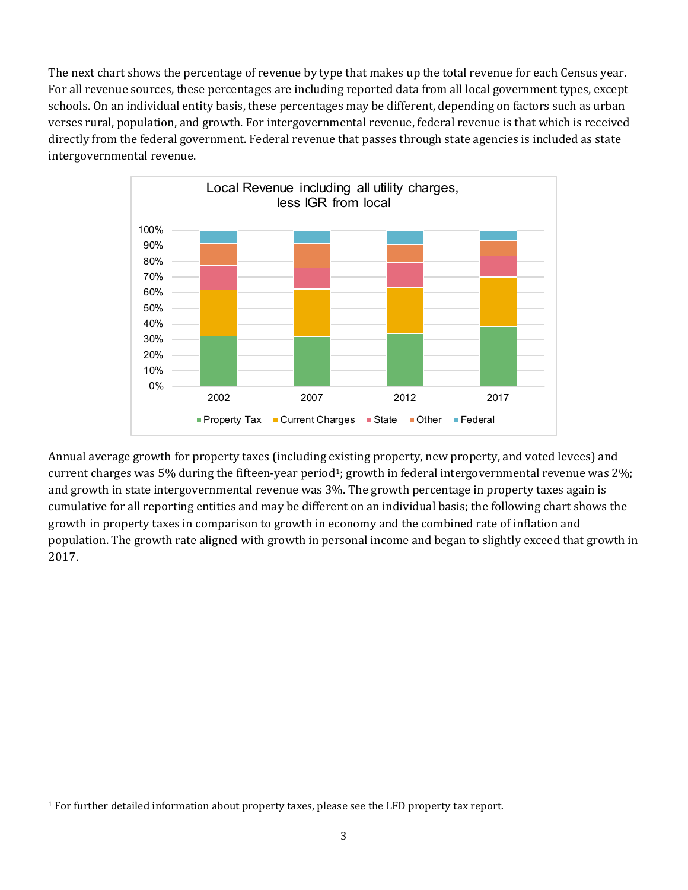The next chart shows the percentage of revenue by type that makes up the total revenue for each Census year. For all revenue sources, these percentages are including reported data from all local government types, except schools. On an individual entity basis, these percentages may be different, depending on factors such as urban verses rural, population, and growth. For intergovernmental revenue, federal revenue is that which is received directly from the federal government. Federal revenue that passes through state agencies is included as state intergovernmental revenue.

Local Revenue including all utility charges, less IGR from local

Annual average growth for property taxes (including existing property, new property, and voted levees) and current charges was 5% during the fifteen-year period[1]; growth in federal intergovernmental revenue was 2%; and growth in state intergovernmental revenue was 3%. The growth percentage in property taxes again is cumulative for all reporting entities and may be different on an individual basis; the following chart shows the growth in property taxes in comparison to growth in economy and the combined rate of inflation and population. The growth rate aligned with growth in personal income and began to slightly exceed that growth in 2017.

[1] For further detailed information about property taxes, please see the LFD property tax report.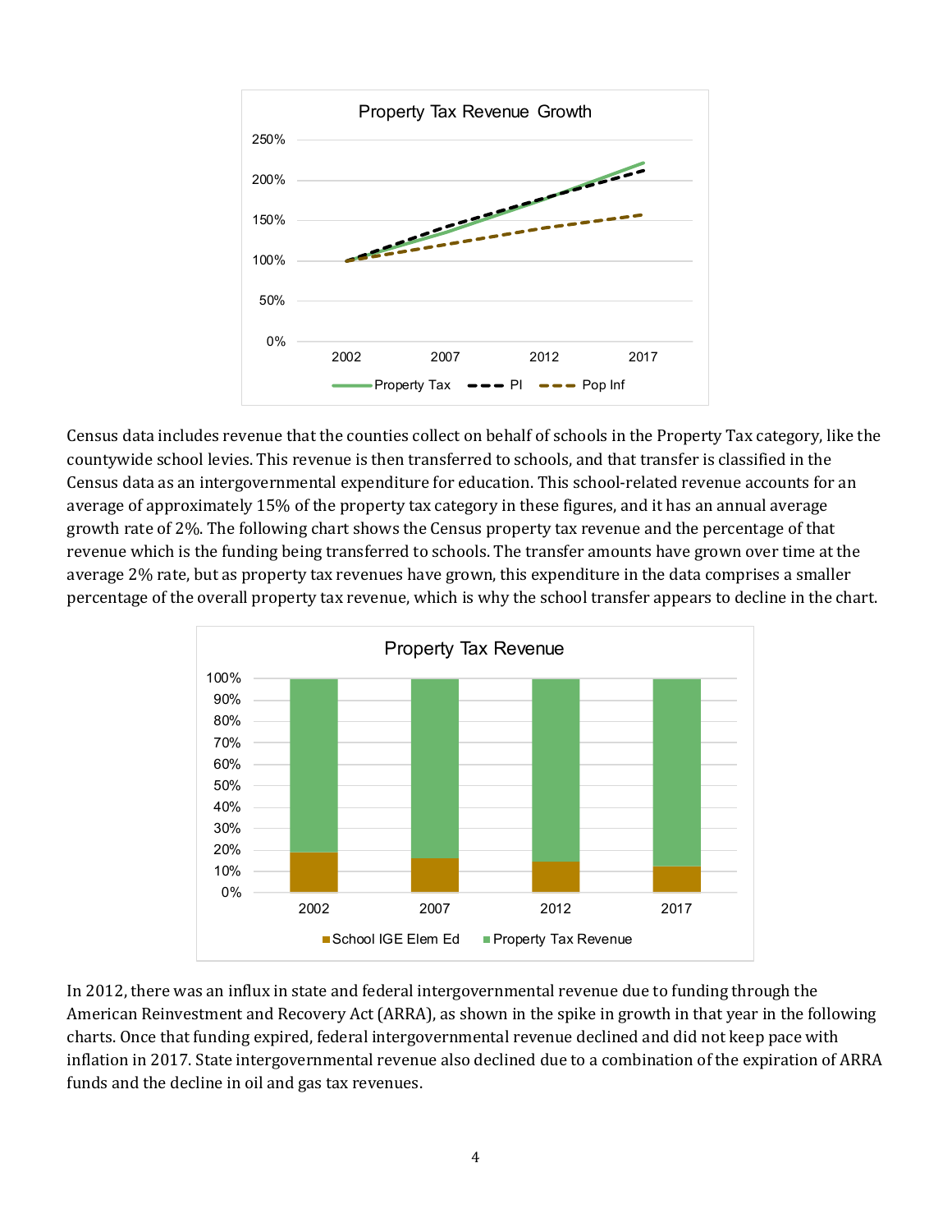Census data includes revenue that the counties collect on behalf of schools in the Property Tax category, like the countywide school levies. This revenue is then transferred to schools, and that transfer is classified in the Census data as an intergovernmental expenditure for education. This school-related revenue accounts for an average of approximately 15% of the property tax category in these figures, and it has an annual average growth rate of 2%. The following chart shows the Census property tax revenue and the percentage of that revenue which is the funding being transferred to schools. The transfer amounts have grown over time at the average 2% rate, but as property tax revenues have grown, this expenditure in the data comprises a smaller percentage of the overall property tax revenue, which is why the school transfer appears to decline in the chart.

In 2012, there was an influx in state and federal intergovernmental revenue due to funding through the American Reinvestment and Recovery Act (ARRA), as shown in the spike in growth in that year in the following charts. Once that funding expired, federal intergovernmental revenue declined and did not keep pace with inflation in 2017. State intergovernmental revenue also declined due to a combination of the expiration of ARRA funds and the decline in oil and gas tax revenues.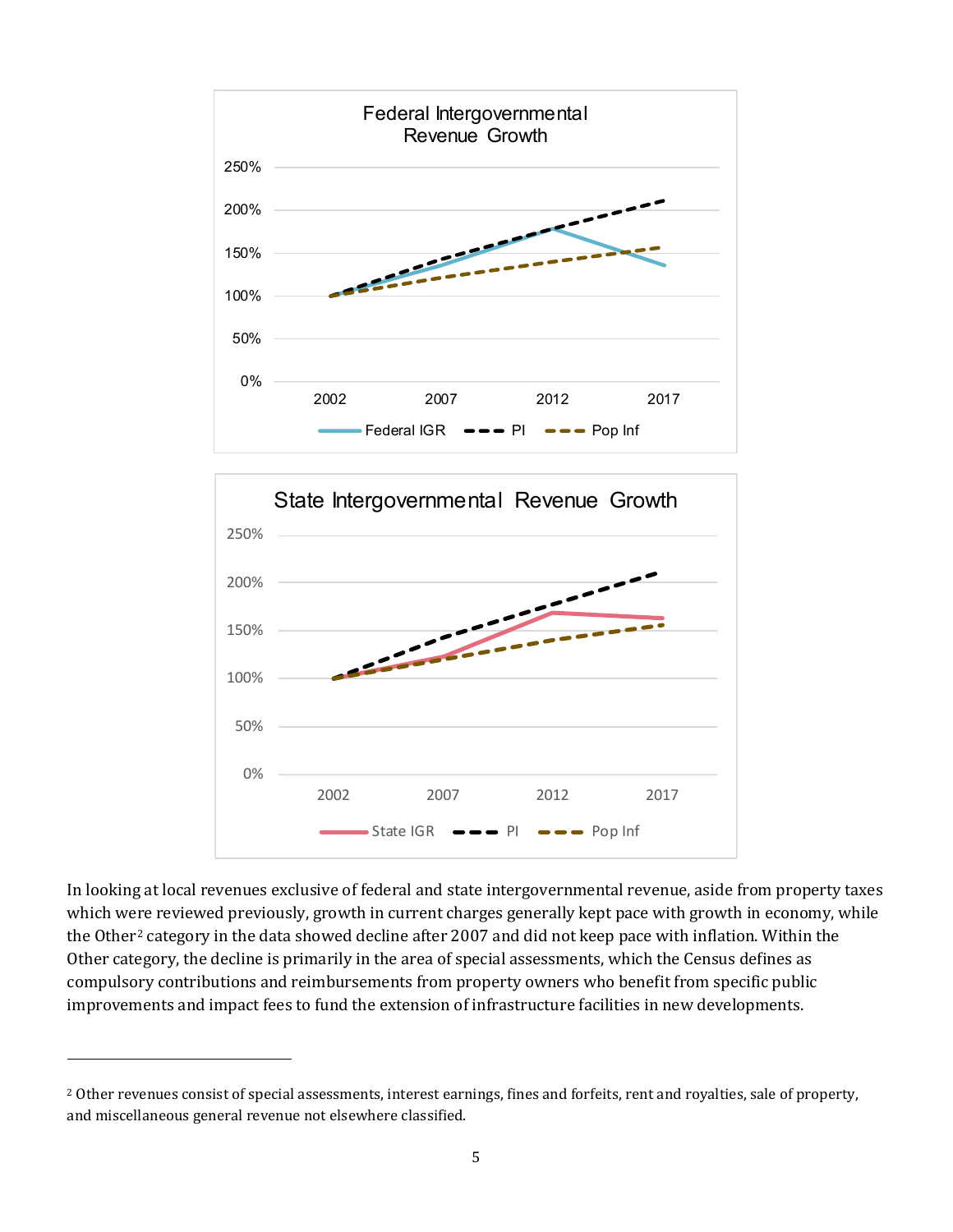In looking at local revenues exclusive of federal and state intergovernmental revenue, aside from property taxes which were reviewed previously, growth in current charges generally kept pace with growth in economy, while the Other[2] category in the data showed decline after 2007 and did not keep pace with inflation. Within the Other category, the decline is primarily in the area of special assessments, which the Census defines as compulsory contributions and reimbursements from property owners who benefit from specific public improvements and impact fees to fund the extension of infrastructure facilities in new developments.

---

[2] Other revenues consist of special assessments, interest earnings, fines and forfeits, rent and royalties, sale of property, and miscellaneous general revenue not elsewhere classified.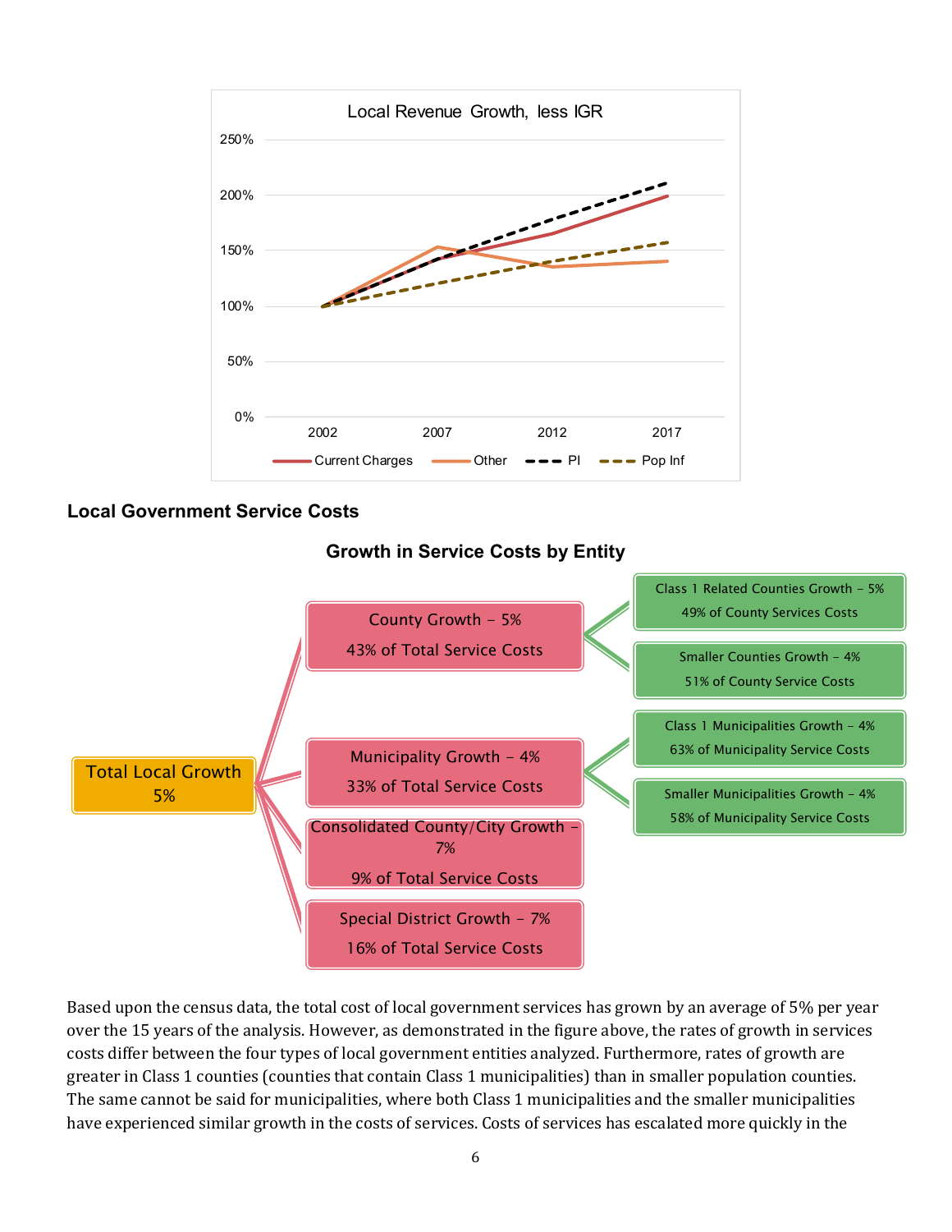Local Revenue Growth, less IGR

250%
200%
150%
100%
50%
0%

2002 2007 2012 2017

Current Charges | Other | PI | Pop Inf

## Local Government Service Costs

**Growth in Service Costs by Entity**

Total Local Growth 5%

- County Growth – 5%, 43% of Total Service Costs
  - Class 1 Related Counties Growth – 5%, 49% of County Services Costs
  - Smaller Counties Growth – 4%, 51% of County Service Costs
- Municipality Growth – 4%, 33% of Total Service Costs
  - Class 1 Municipalities Growth – 4%, 63% of Municipality Service Costs
  - Smaller Municipalities Growth – 4%, 58% of Municipality Service Costs
- Consolidated County/City Growth – 7%, 9% of Total Service Costs
- Special District Growth – 7%, 16% of Total Service Costs

Based upon the census data, the total cost of local government services has grown by an average of 5% per year over the 15 years of the analysis. However, as demonstrated in the figure above, the rates of growth in services costs differ between the four types of local government entities analyzed. Furthermore, rates of growth are greater in Class 1 counties (counties that contain Class 1 municipalities) than in smaller population counties. The same cannot be said for municipalities, where both Class 1 municipalities and the smaller municipalities have experienced similar growth in the costs of services. Costs of services has escalated more quickly in the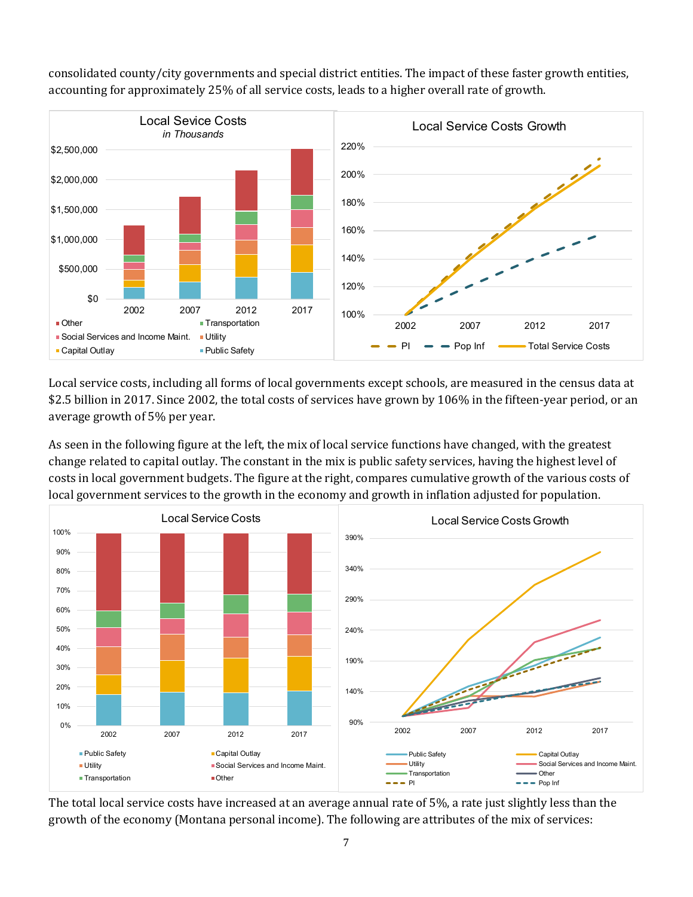consolidated county/city governments and special district entities. The impact of these faster growth entities, accounting for approximately 25% of all service costs, leads to a higher overall rate of growth.

Local service costs, including all forms of local governments except schools, are measured in the census data at $2.5 billion in 2017. Since 2002, the total costs of services have grown by 106% in the fifteen-year period, or an average growth of 5% per year.

As seen in the following figure at the left, the mix of local service functions have changed, with the greatest change related to capital outlay. The constant in the mix is public safety services, having the highest level of costs in local government budgets. The figure at the right, compares cumulative growth of the various costs of local government services to the growth in the economy and growth in inflation adjusted for population.

The total local service costs have increased at an average annual rate of 5%, a rate just slightly less than the growth of the economy (Montana personal income). The following are attributes of the mix of services: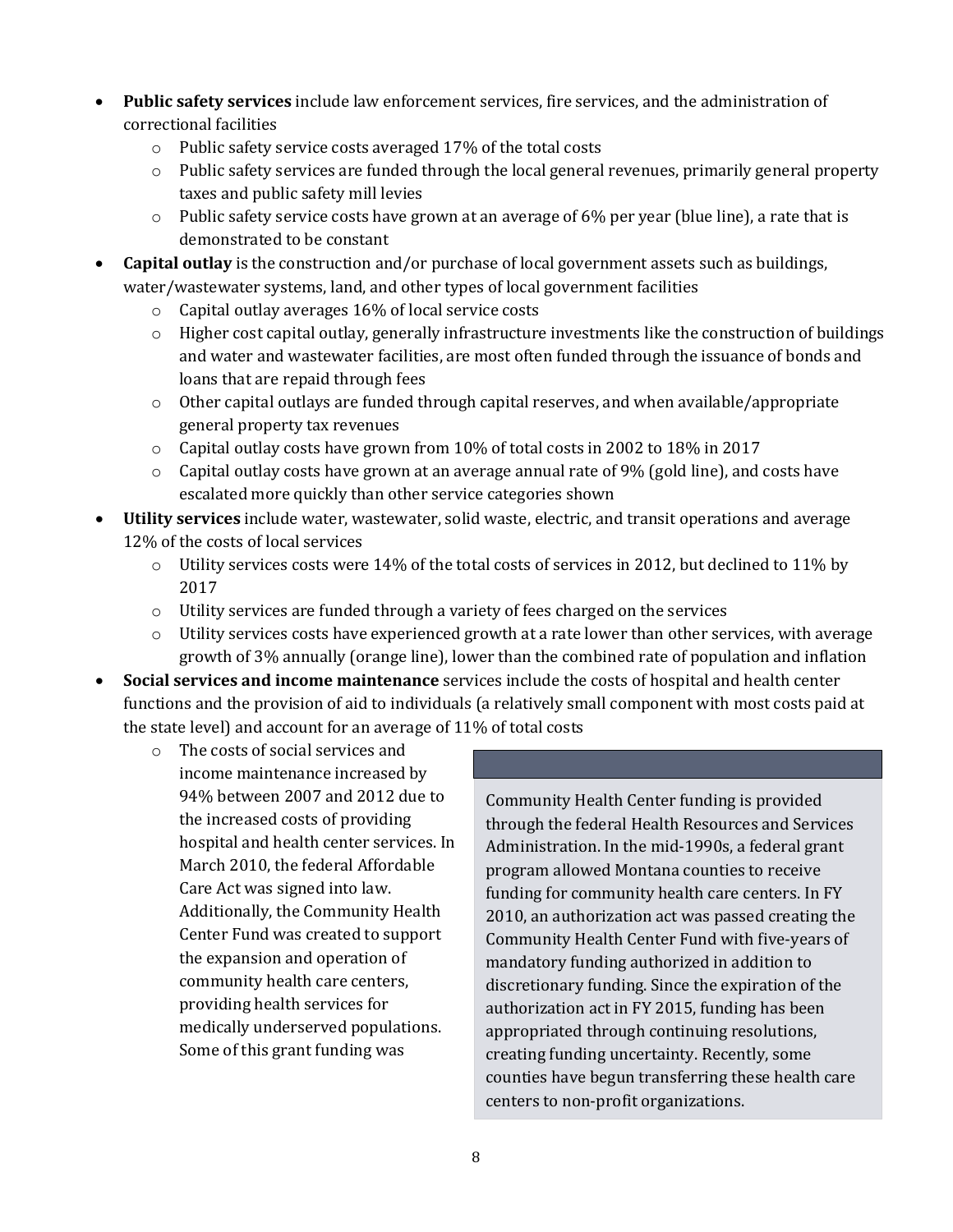- **Public safety services** include law enforcement services, fire services, and the administration of correctional facilities
    - Public safety service costs averaged 17% of the total costs
    - Public safety services are funded through the local general revenues, primarily general property taxes and public safety mill levies
    - Public safety service costs have grown at an average of 6% per year (blue line), a rate that is demonstrated to be constant
- **Capital outlay** is the construction and/or purchase of local government assets such as buildings, water/wastewater systems, land, and other types of local government facilities
    - Capital outlay averages 16% of local service costs
    - Higher cost capital outlay, generally infrastructure investments like the construction of buildings and water and wastewater facilities, are most often funded through the issuance of bonds and loans that are repaid through fees
    - Other capital outlays are funded through capital reserves, and when available/appropriate general property tax revenues
    - Capital outlay costs have grown from 10% of total costs in 2002 to 18% in 2017
    - Capital outlay costs have grown at an average annual rate of 9% (gold line), and costs have escalated more quickly than other service categories shown
- **Utility services** include water, wastewater, solid waste, electric, and transit operations and average 12% of the costs of local services
    - Utility services costs were 14% of the total costs of services in 2012, but declined to 11% by 2017
    - Utility services are funded through a variety of fees charged on the services
    - Utility services costs have experienced growth at a rate lower than other services, with average growth of 3% annually (orange line), lower than the combined rate of population and inflation
- **Social services and income maintenance** services include the costs of hospital and health center functions and the provision of aid to individuals (a relatively small component with most costs paid at the state level) and account for an average of 11% of total costs
    - The costs of social services and income maintenance increased by 94% between 2007 and 2012 due to the increased costs of providing hospital and health center services. In March 2010, the federal Affordable Care Act was signed into law. Additionally, the Community Health Center Fund was created to support the expansion and operation of community health care centers, providing health services for medically underserved populations. Some of this grant funding was

> Community Health Center funding is provided through the federal Health Resources and Services Administration. In the mid-1990s, a federal grant program allowed Montana counties to receive funding for community health care centers. In FY 2010, an authorization act was passed creating the Community Health Center Fund with five-years of mandatory funding authorized in addition to discretionary funding. Since the expiration of the authorization act in FY 2015, funding has been appropriated through continuing resolutions, creating funding uncertainty. Recently, some counties have begun transferring these health care centers to non-profit organizations.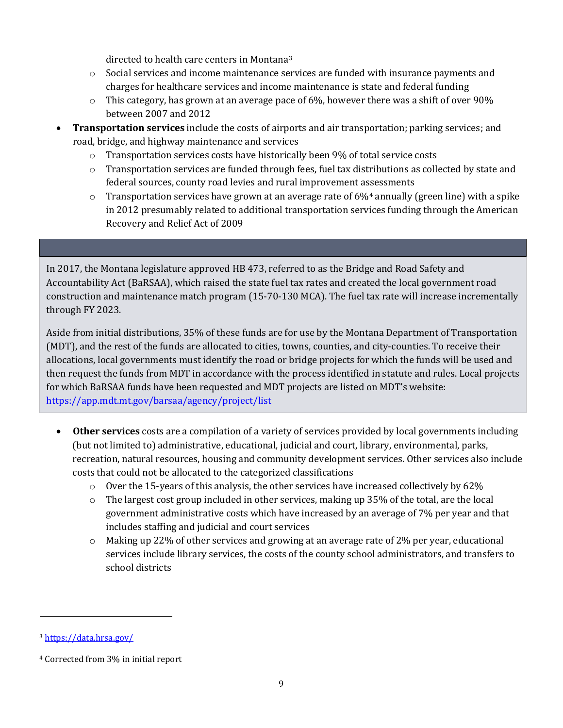directed to health care centers in Montana[3]

- Social services and income maintenance services are funded with insurance payments and charges for healthcare services and income maintenance is state and federal funding
- This category, has grown at an average pace of 6%, however there was a shift of over 90% between 2007 and 2012

- **Transportation services** include the costs of airports and air transportation; parking services; and road, bridge, and highway maintenance and services
  - Transportation services costs have historically been 9% of total service costs
  - Transportation services are funded through fees, fuel tax distributions as collected by state and federal sources, county road levies and rural improvement assessments
  - Transportation services have grown at an average rate of 6%[4] annually (green line) with a spike in 2012 presumably related to additional transportation services funding through the American Recovery and Relief Act of 2009

In 2017, the Montana legislature approved HB 473, referred to as the Bridge and Road Safety and Accountability Act (BaRSAA), which raised the state fuel tax rates and created the local government road construction and maintenance match program (15-70-130 MCA). The fuel tax rate will increase incrementally through FY 2023.

Aside from initial distributions, 35% of these funds are for use by the Montana Department of Transportation (MDT), and the rest of the funds are allocated to cities, towns, counties, and city-counties. To receive their allocations, local governments must identify the road or bridge projects for which the funds will be used and then request the funds from MDT in accordance with the process identified in statute and rules. Local projects for which BaRSAA funds have been requested and MDT projects are listed on MDT's website: https://app.mdt.mt.gov/barsaa/agency/project/list

- **Other services** costs are a compilation of a variety of services provided by local governments including (but not limited to) administrative, educational, judicial and court, library, environmental, parks, recreation, natural resources, housing and community development services. Other services also include costs that could not be allocated to the categorized classifications
  - Over the 15-years of this analysis, the other services have increased collectively by 62%
  - The largest cost group included in other services, making up 35% of the total, are the local government administrative costs which have increased by an average of 7% per year and that includes staffing and judicial and court services
  - Making up 22% of other services and growing at an average rate of 2% per year, educational services include library services, the costs of the county school administrators, and transfers to school districts

---

[3] https://data.hrsa.gov/

[4] Corrected from 3% in initial report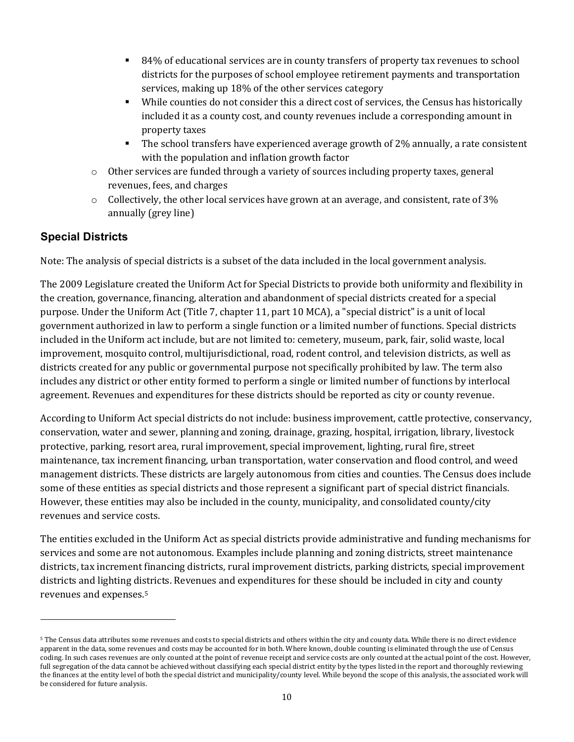- 84% of educational services are in county transfers of property tax revenues to school districts for the purposes of school employee retirement payments and transportation services, making up 18% of the other services category
        - While counties do not consider this a direct cost of services, the Census has historically included it as a county cost, and county revenues include a corresponding amount in property taxes
        - The school transfers have experienced average growth of 2% annually, a rate consistent with the population and inflation growth factor
    - Other services are funded through a variety of sources including property taxes, general revenues, fees, and charges
    - Collectively, the other local services have grown at an average, and consistent, rate of 3% annually (grey line)

### Special Districts

Note: The analysis of special districts is a subset of the data included in the local government analysis.

The 2009 Legislature created the Uniform Act for Special Districts to provide both uniformity and flexibility in the creation, governance, financing, alteration and abandonment of special districts created for a special purpose. Under the Uniform Act (Title 7, chapter 11, part 10 MCA), a "special district" is a unit of local government authorized in law to perform a single function or a limited number of functions. Special districts included in the Uniform act include, but are not limited to: cemetery, museum, park, fair, solid waste, local improvement, mosquito control, multijurisdictional, road, rodent control, and television districts, as well as districts created for any public or governmental purpose not specifically prohibited by law. The term also includes any district or other entity formed to perform a single or limited number of functions by interlocal agreement. Revenues and expenditures for these districts should be reported as city or county revenue.

According to Uniform Act special districts do not include: business improvement, cattle protective, conservancy, conservation, water and sewer, planning and zoning, drainage, grazing, hospital, irrigation, library, livestock protective, parking, resort area, rural improvement, special improvement, lighting, rural fire, street maintenance, tax increment financing, urban transportation, water conservation and flood control, and weed management districts. These districts are largely autonomous from cities and counties. The Census does include some of these entities as special districts and those represent a significant part of special district financials. However, these entities may also be included in the county, municipality, and consolidated county/city revenues and service costs.

The entities excluded in the Uniform Act as special districts provide administrative and funding mechanisms for services and some are not autonomous. Examples include planning and zoning districts, street maintenance districts, tax increment financing districts, rural improvement districts, parking districts, special improvement districts and lighting districts. Revenues and expenditures for these should be included in city and county revenues and expenses.[5]

[5] The Census data attributes some revenues and costs to special districts and others within the city and county data. While there is no direct evidence apparent in the data, some revenues and costs may be accounted for in both. Where known, double counting is eliminated through the use of Census coding. In such cases revenues are only counted at the point of revenue receipt and service costs are only counted at the actual point of the cost. However, full segregation of the data cannot be achieved without classifying each special district entity by the types listed in the report and thoroughly reviewing the finances at the entity level of both the special district and municipality/county level. While beyond the scope of this analysis, the associated work will be considered for future analysis.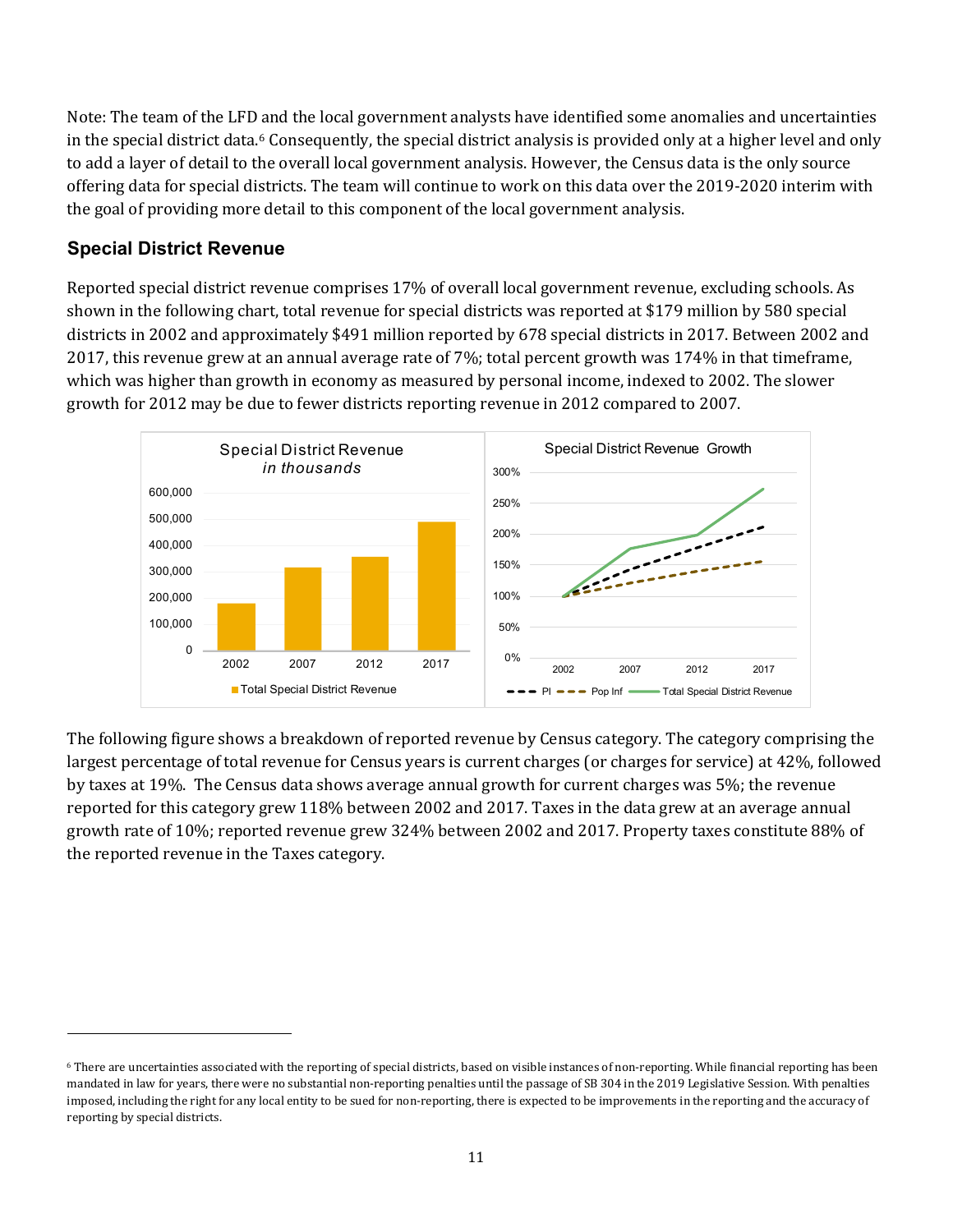Note: The team of the LFD and the local government analysts have identified some anomalies and uncertainties in the special district data.[6] Consequently, the special district analysis is provided only at a higher level and only to add a layer of detail to the overall local government analysis. However, the Census data is the only source offering data for special districts. The team will continue to work on this data over the 2019-2020 interim with the goal of providing more detail to this component of the local government analysis.

## Special District Revenue

Reported special district revenue comprises 17% of overall local government revenue, excluding schools. As shown in the following chart, total revenue for special districts was reported at $179 million by 580 special districts in 2002 and approximately $491 million reported by 678 special districts in 2017. Between 2002 and 2017, this revenue grew at an annual average rate of 7%; total percent growth was 174% in that timeframe, which was higher than growth in economy as measured by personal income, indexed to 2002. The slower growth for 2012 may be due to fewer districts reporting revenue in 2012 compared to 2007.

The following figure shows a breakdown of reported revenue by Census category. The category comprising the largest percentage of total revenue for Census years is current charges (or charges for service) at 42%, followed by taxes at 19%. The Census data shows average annual growth for current charges was 5%; the revenue reported for this category grew 118% between 2002 and 2017. Taxes in the data grew at an average annual growth rate of 10%; reported revenue grew 324% between 2002 and 2017. Property taxes constitute 88% of the reported revenue in the Taxes category.

---

[6] There are uncertainties associated with the reporting of special districts, based on visible instances of non-reporting. While financial reporting has been mandated in law for years, there were no substantial non-reporting penalties until the passage of SB 304 in the 2019 Legislative Session. With penalties imposed, including the right for any local entity to be sued for non-reporting, there is expected to be improvements in the reporting and the accuracy of reporting by special districts.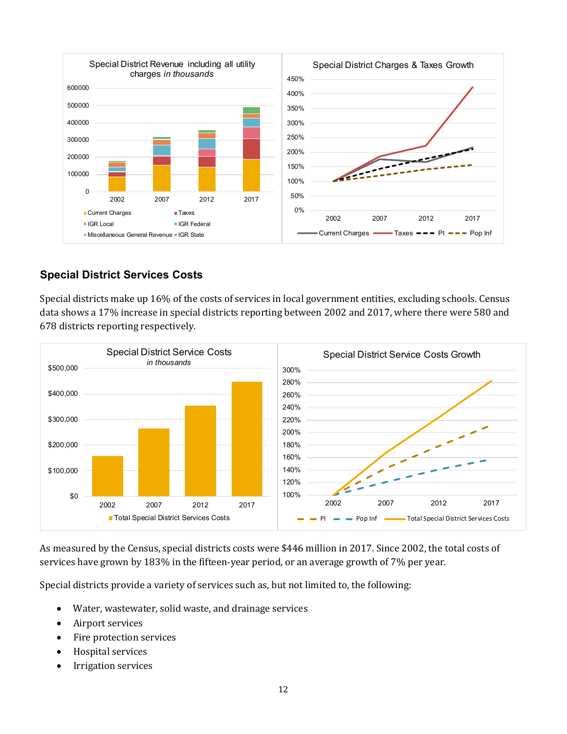## Special District Services Costs

Special districts make up 16% of the costs of services in local government entities, excluding schools. Census data shows a 17% increase in special districts reporting between 2002 and 2017, where there were 580 and 678 districts reporting respectively.

As measured by the Census, special districts costs were $446 million in 2017. Since 2002, the total costs of services have grown by 183% in the fifteen-year period, or an average growth of 7% per year.

Special districts provide a variety of services such as, but not limited to, the following:

- Water, wastewater, solid waste, and drainage services
- Airport services
- Fire protection services
- Hospital services
- Irrigation services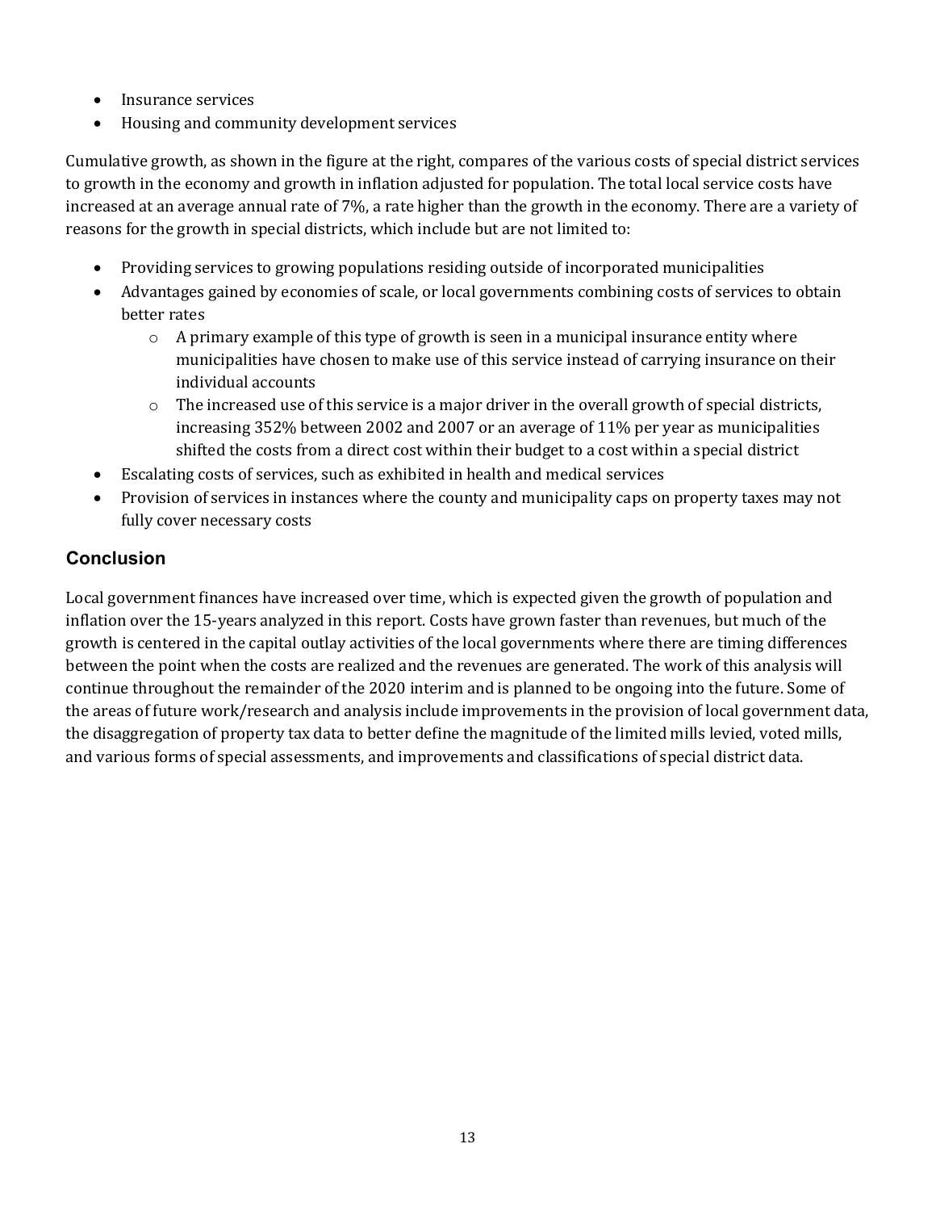- Insurance services
- Housing and community development services

Cumulative growth, as shown in the figure at the right, compares of the various costs of special district services to growth in the economy and growth in inflation adjusted for population. The total local service costs have increased at an average annual rate of 7%, a rate higher than the growth in the economy. There are a variety of reasons for the growth in special districts, which include but are not limited to:

- Providing services to growing populations residing outside of incorporated municipalities
- Advantages gained by economies of scale, or local governments combining costs of services to obtain better rates
  - A primary example of this type of growth is seen in a municipal insurance entity where municipalities have chosen to make use of this service instead of carrying insurance on their individual accounts
  - The increased use of this service is a major driver in the overall growth of special districts, increasing 352% between 2002 and 2007 or an average of 11% per year as municipalities shifted the costs from a direct cost within their budget to a cost within a special district
- Escalating costs of services, such as exhibited in health and medical services
- Provision of services in instances where the county and municipality caps on property taxes may not fully cover necessary costs

## Conclusion

Local government finances have increased over time, which is expected given the growth of population and inflation over the 15-years analyzed in this report. Costs have grown faster than revenues, but much of the growth is centered in the capital outlay activities of the local governments where there are timing differences between the point when the costs are realized and the revenues are generated. The work of this analysis will continue throughout the remainder of the 2020 interim and is planned to be ongoing into the future. Some of the areas of future work/research and analysis include improvements in the provision of local government data, the disaggregation of property tax data to better define the magnitude of the limited mills levied, voted mills, and various forms of special assessments, and improvements and classifications of special district data.